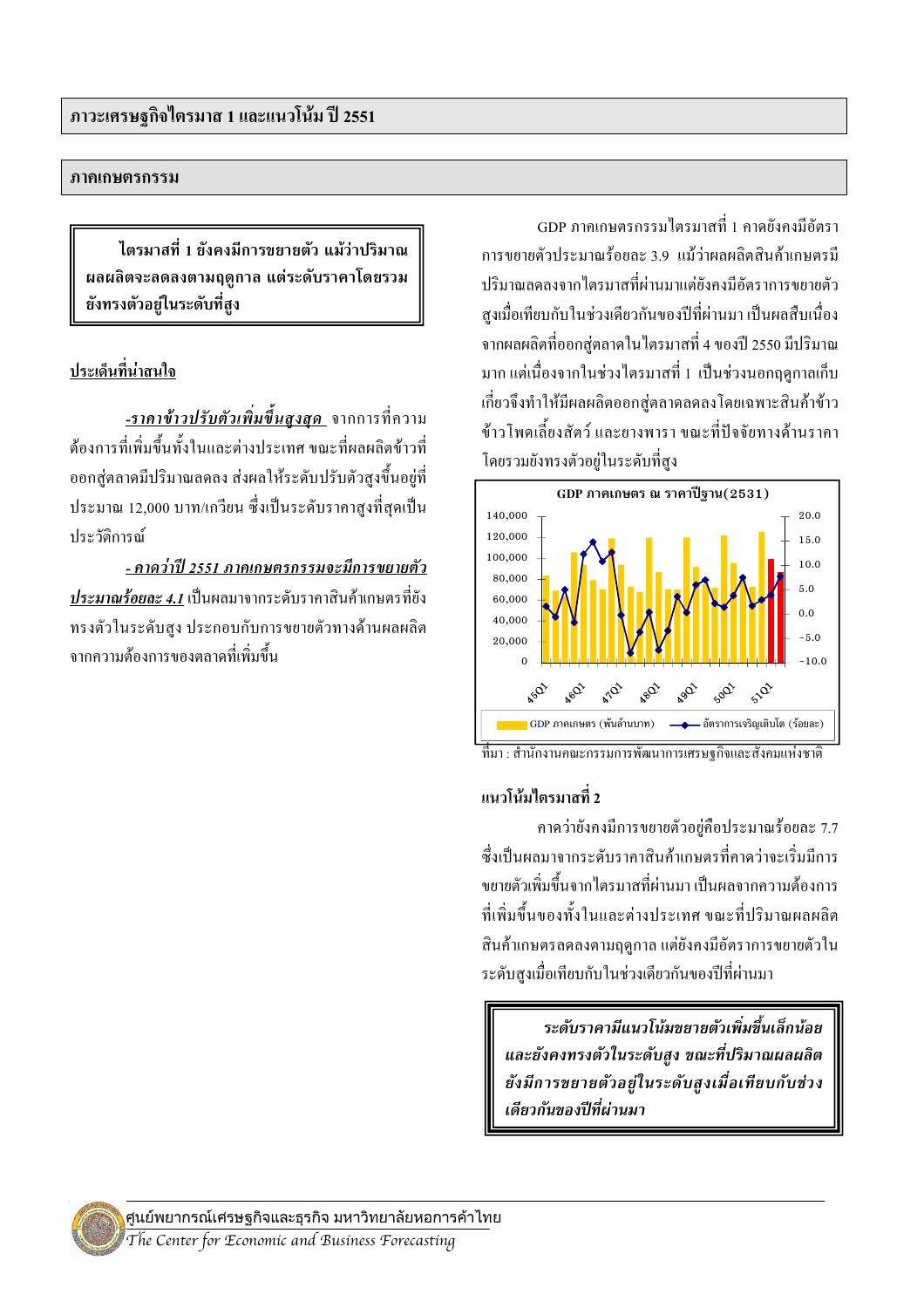# ภาวะเศรษฐกิจไตรมาส 1 และแนวโน้ม ปี 2551

## ภาคเกษตรกรรม

**ไตรมาสที่ 1 ยังคงมีการขยายตัว แม้ว่าปริมาณผลผลิตจะลดลงตามฤดูกาล แต่ระดับราคาโดยรวมยังทรงตัวอยู่ในระดับที่สูง**

### ประเด็นที่น่าสนใจ

***-ราคาข้าวปรับตัวเพิ่มขึ้นสูงสุด*** จากการที่ความต้องการที่เพิ่มขึ้นทั้งในและต่างประเทศ ขณะที่ผลผลิตข้าวที่ออกสู่ตลาดมีปริมาณลดลง ส่งผลให้ระดับปรับตัวสูงขึ้นอยู่ที่ประมาณ 12,000 บาท/เกวียน ซึ่งเป็นระดับราคาสูงที่สุดเป็นประวัติการณ์

***- คาดว่าปี 2551 ภาคเกษตรกรรมจะมีการขยายตัวประมาณร้อยละ 4.1*** เป็นผลมาจากระดับราคาสินค้าเกษตรที่ยังทรงตัวในระดับสูง ประกอบกับการขยายตัวทางด้านผลผลิตจากความต้องการของตลาดที่เพิ่มขึ้น

GDP ภาคเกษตรกรรมไตรมาสที่ 1 คาดยังคงมีอัตราการขยายตัวประมาณร้อยละ 3.9 แม้ว่าผลผลิตสินค้าเกษตรมีปริมาณลดลงจากไตรมาสที่ผ่านมาแต่ยังคงมีอัตราการขยายตัวสูงเมื่อเทียบกับในช่วงเดียวกันของปีที่ผ่านมา เป็นผลสืบเนื่องจากผลผลิตที่ออกสู่ตลาดในไตรมาสที่ 4 ของปี 2550 มีปริมาณมาก แต่เนื่องจากในช่วงไตรมาสที่ 1 เป็นช่วงนอกฤดูกาลเก็บเกี่ยวจึงทำให้มีผลผลิตออกสู่ตลาดลดลงโดยเฉพาะสินค้าข้าว ข้าวโพดเลี้ยงสัตว์ และยางพารา ขณะที่ปัจจัยทางด้านราคาโดยรวมยังทรงตัวอยู่ในระดับที่สูง

GDP ภาคเกษตร ณ ราคาปีฐาน(2531)

GDP ภาคเกษตร (พันล้านบาท) | อัตราการเจริญเติบโต (ร้อยละ)

ที่มา : สำนักงานคณะกรรมการพัฒนาการเศรษฐกิจและสังคมแห่งชาติ

### แนวโน้มไตรมาสที่ 2

คาดว่ายังคงมีการขยายตัวอยู่คือประมาณร้อยละ 7.7 ซึ่งเป็นผลมาจากระดับราคาสินค้าเกษตรที่คาดว่าจะเริ่มมีการขยายตัวเพิ่มขึ้นจากไตรมาสที่ผ่านมา เป็นผลจากความต้องการที่เพิ่มขึ้นของทั้งในและต่างประเทศ ขณะที่ปริมาณผลผลิตสินค้าเกษตรลดลงตามฤดูกาล แต่ยังคงมีอัตราการขยายตัวในระดับสูงเมื่อเทียบกับในช่วงเดียวกันของปีที่ผ่านมา

***ระดับราคามีแนวโน้มขยายตัวเพิ่มขึ้นเล็กน้อย และยังคงทรงตัวในระดับสูง ขณะที่ปริมาณผลผลิตยังมีการขยายตัวอยู่ในระดับสูงเมื่อเทียบกับช่วงเดียวกันของปีที่ผ่านมา***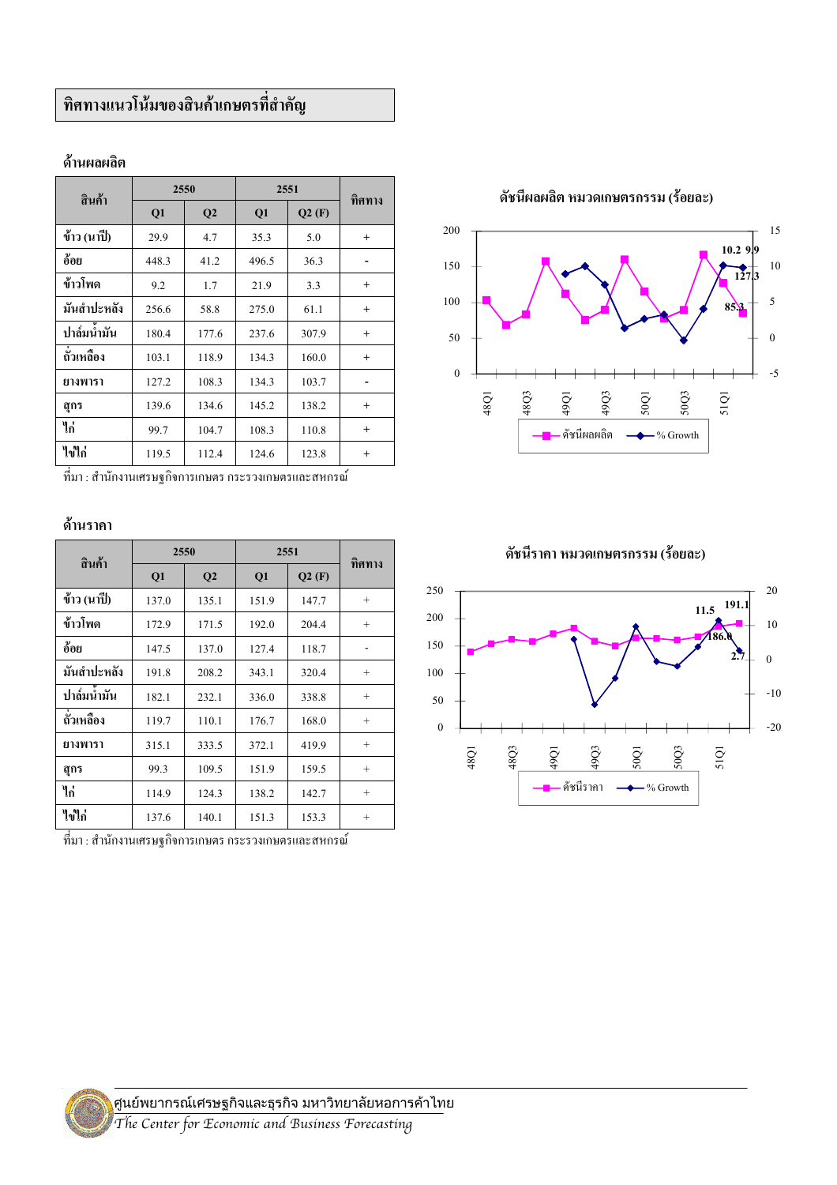## ทิศทางแนวโน้มของสินค้าเกษตรที่สำคัญ

### ด้านผลผลิต

| สินค้า | 2550 | | 2551 | | ทิศทาง |
|---|---|---|---|---|---|
| | Q1 | Q2 | Q1 | Q2 (F) | |
| ข้าว (นาปี) | 29.9 | 4.7 | 35.3 | 5.0 | + |
| อ้อย | 448.3 | 41.2 | 496.5 | 36.3 | - |
| ข้าวโพด | 9.2 | 1.7 | 21.9 | 3.3 | + |
| มันสำปะหลัง | 256.6 | 58.8 | 275.0 | 61.1 | + |
| ปาล์มน้ำมัน | 180.4 | 177.6 | 237.6 | 307.9 | + |
| ถั่วเหลือง | 103.1 | 118.9 | 134.3 | 160.0 | + |
| ยางพารา | 127.2 | 108.3 | 134.3 | 103.7 | - |
| สุกร | 139.6 | 134.6 | 145.2 | 138.2 | + |
| ไก่ | 99.7 | 104.7 | 108.3 | 110.8 | + |
| ไข่ไก่ | 119.5 | 112.4 | 124.6 | 123.8 | + |

ที่มา : สำนักงานเศรษฐกิจการเกษตร กระทรวงเกษตรและสหกรณ์

**ดัชนีผลผลิต หมวดเกษตรกรรม (ร้อยละ)**

(กราฟ: ดัชนีผลผลิต และ % Growth, 48Q1–51Q1; ค่าที่ระบุ: 10.2, 9.9, 127.3, 85.3)

### ด้านราคา

| สินค้า | 2550 | | 2551 | | ทิศทาง |
|---|---|---|---|---|---|
| | Q1 | Q2 | Q1 | Q2 (F) | |
| ข้าว (นาปี) | 137.0 | 135.1 | 151.9 | 147.7 | + |
| ข้าวโพด | 172.9 | 171.5 | 192.0 | 204.4 | + |
| อ้อย | 147.5 | 137.0 | 127.4 | 118.7 | - |
| มันสำปะหลัง | 191.8 | 208.2 | 343.1 | 320.4 | + |
| ปาล์มน้ำมัน | 182.1 | 232.1 | 336.0 | 338.8 | + |
| ถั่วเหลือง | 119.7 | 110.1 | 176.7 | 168.0 | + |
| ยางพารา | 315.1 | 333.5 | 372.1 | 419.9 | + |
| สุกร | 99.3 | 109.5 | 151.9 | 159.5 | + |
| ไก่ | 114.9 | 124.3 | 138.2 | 142.7 | + |
| ไข่ไก่ | 137.6 | 140.1 | 151.3 | 153.3 | + |

ที่มา : สำนักงานเศรษฐกิจการเกษตร กระทรวงเกษตรและสหกรณ์

**ดัชนีราคา หมวดเกษตรกรรม (ร้อยละ)**

(กราฟ: ดัชนีราคา และ % Growth, 48Q1–51Q1; ค่าที่ระบุ: 11.5, 191.1, 186.0, 2.7)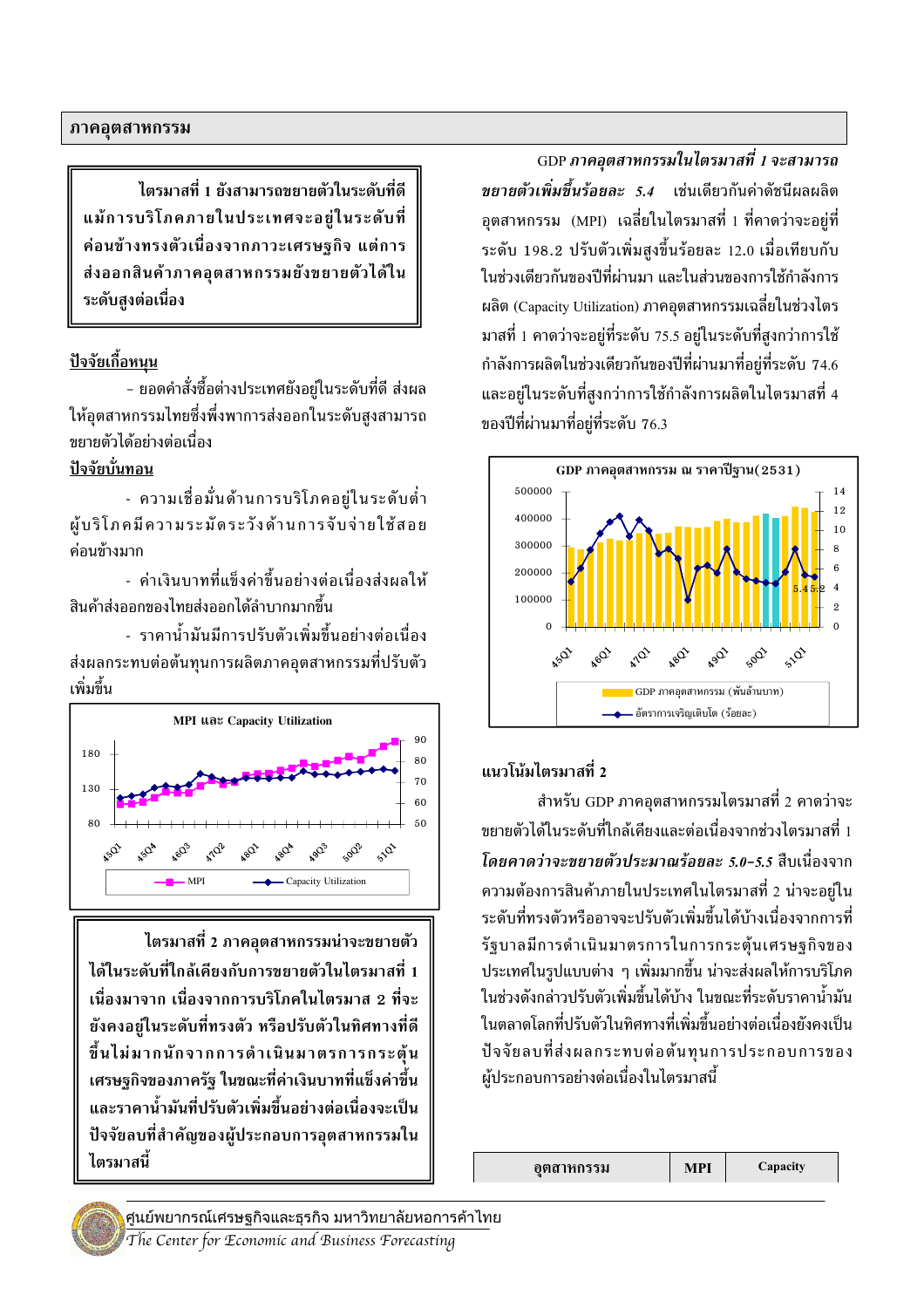## ภาคอุตสาหกรรม

> **ไตรมาสที่ 1 ยังสามารถขยายตัวในระดับที่ดีแม้การบริโภคภายในประเทศจะอยู่ในระดับที่ค่อนข้างทรงตัวเนื่องจากภาวะเศรษฐกิจ แต่การส่งออกสินค้าภาคอุตสาหกรรมยังขยายตัวได้ในระดับสูงต่อเนื่อง**

**ปัจจัยเกื้อหนุน**

- ยอดคำสั่งซื้อต่างประเทศยังอยู่ในระดับที่ดี ส่งผลให้อุตสาหกรรมไทยซึ่งพึ่งพาการส่งออกในระดับสูงสามารถขยายตัวได้อย่างต่อเนื่อง

**ปัจจัยบั่นทอน**

- ความเชื่อมั่นด้านการบริโภคอยู่ในระดับต่ำ ผู้บริโภคมีความระมัดระวังด้านการจับจ่ายใช้สอยค่อนข้างมาก
- ค่าเงินบาทที่แข็งค่าขึ้นอย่างต่อเนื่องส่งผลให้สินค้าส่งออกของไทยส่งออกได้ลำบากมากขึ้น
- ราคาน้ำมันมีการปรับตัวเพิ่มขึ้นอย่างต่อเนื่องส่งผลกระทบต่อต้นทุนการผลิตภาคอุตสาหกรรมที่ปรับตัวเพิ่มขึ้น

**MPI และ Capacity Utilization**

> **ไตรมาสที่ 2 ภาคอุตสาหกรรมน่าจะขยายตัวได้ในระดับที่ใกล้เคียงกับการขยายตัวในไตรมาสที่ 1 เนื่องมาจาก เนื่องจากการบริโภคในไตรมาส 2 ที่จะยังคงอยู่ในระดับที่ทรงตัว หรือปรับตัวในทิศทางที่ดีขึ้นไม่มากนักจากการดำเนินมาตรการกระตุ้นเศรษฐกิจของภาครัฐ ในขณะที่ค่าเงินบาทที่แข็งค่าขึ้นและราคาน้ำมันที่ปรับตัวเพิ่มขึ้นอย่างต่อเนื่องจะเป็นปัจจัยลบที่สำคัญของผู้ประกอบการอุตสาหกรรมในไตรมาสนี้**

GDP ***ภาคอุตสาหกรรมในไตรมาสที่ 1 จะสามารถขยายตัวเพิ่มขึ้นร้อยละ 5.4*** เช่นเดียวกันค่าดัชนีผลผลิตอุตสาหกรรม (MPI) เฉลี่ยในไตรมาสที่ 1 ที่คาดว่าจะอยู่ที่ระดับ 198.2 ปรับตัวเพิ่มสูงขึ้นร้อยละ 12.0 เมื่อเทียบกับในช่วงเดียวกันของปีที่ผ่านมา และในส่วนของการใช้กำลังการผลิต (Capacity Utilization) ภาคอุตสาหกรรมเฉลี่ยในช่วงไตรมาสที่ 1 คาดว่าจะอยู่ที่ระดับ 75.5 อยู่ในระดับที่สูงกว่าการใช้กำลังการผลิตในช่วงเดียวกันของปีที่ผ่านมาที่อยู่ที่ระดับ 74.6 และอยู่ในระดับที่สูงกว่าการใช้กำลังการผลิตในไตรมาสที่ 4 ของปีที่ผ่านมาที่อยู่ที่ระดับ 76.3

**GDP ภาคอุตสาหกรรม ณ ราคาปีฐาน(2531)**

### แนวโน้มไตรมาสที่ 2

สำหรับ GDP ภาคอุตสาหกรรมไตรมาสที่ 2 คาดว่าจะขยายตัวได้ในระดับที่ใกล้เคียงและต่อเนื่องจากช่วงไตรมาสที่ 1 ***โดยคาดว่าจะขยายตัวประมาณร้อยละ 5.0-5.5*** สืบเนื่องจากความต้องการสินค้าภายในประเทศในไตรมาสที่ 2 น่าจะอยู่ในระดับที่ทรงตัวหรืออาจจะปรับตัวเพิ่มขึ้นได้บ้างเนื่องจากการที่รัฐบาลมีการดำเนินมาตรการในการกระตุ้นเศรษฐกิจของประเทศในรูปแบบต่าง ๆ เพิ่มมากขึ้น น่าจะส่งผลให้การบริโภคในช่วงดังกล่าวปรับตัวเพิ่มขึ้นได้บ้าง ในขณะที่ระดับราคาน้ำมันในตลาดโลกที่ปรับตัวในทิศทางที่เพิ่มขึ้นอย่างต่อเนื่องยังคงเป็นปัจจัยลบที่ส่งผลกระทบต่อต้นทุนการประกอบการของผู้ประกอบการอย่างต่อเนื่องในไตรมาสนี้

| อุตสาหกรรม | MPI | Capacity |
|---|---|---|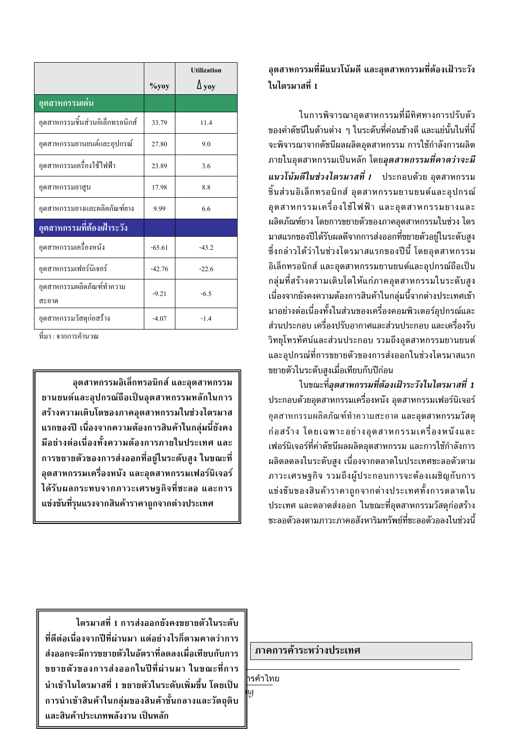| | %yoy | Utilization $\Delta$ yoy |
|---|---|---|
| **อุตสาหกรรมเด่น** | | |
| อุตสาหกรรมชิ้นส่วนอิเล็กทรอนิกส์ | 33.79 | 11.4 |
| อุตสาหกรรมยานยนต์และอุปกรณ์ | 27.80 | 9.0 |
| อุตสาหกรรมเครื่องใช้ไฟฟ้า | 23.89 | 3.6 |
| อุตสาหกรรมยาสูบ | 17.98 | 8.8 |
| อุตสาหกรรมยางและผลิตภัณฑ์ยาง | 9.99 | 6.6 |
| **อุตสาหกรรมที่ต้องเฝ้าระวัง** | | |
| อุตสาหกรรมเครื่องหนัง | -65.61 | -43.2 |
| อุตสาหกรรมเฟอร์นิเจอร์ | -42.76 | -22.6 |
| อุตสาหกรรมผลิตภัณฑ์ทำความสะอาด | -9.21 | -6.5 |
| อุตสาหกรรมวัสดุก่อสร้าง | -4.07 | -1.4 |

ที่มา : จากการคำนวณ

**อุตสาหกรรมอิเล็กทรอนิกส์ และอุตสาหกรรมยานยนต์และอุปกรณ์ถือเป็นอุตสาหกรรมหลักในการสร้างความเติบโตของภาคอุตสาหกรรมในช่วงไตรมาสแรกของปี เนื่องจากความต้องการสินค้าในกลุ่มนี้ยังคงมีอย่างต่อเนื่องทั้งความต้องการภายในประเทศ และการขยายตัวของการส่งออกที่อยู่ในระดับสูง ในขณะที่อุตสาหกรรมเครื่องหนัง และอุตสาหกรรมเฟอร์นิเจอร์ได้รับผลกระทบจากภาวะเศรษฐกิจที่ชะลอ และการแข่งขันที่รุนแรงจากสินค้าราคาถูกจากต่างประเทศ**

**อุตสาหกรรมที่มีแนวโน้มดี และอุตสาหกรรมที่ต้องเฝ้าระวังในไตรมาสที่ 1**

ในการพิจารณาอุตสาหกรรมที่มีทิศทางการปรับตัวของค่าดัชนีในด้านต่าง ๆ ในระดับที่ค่อนข้างดี และแย่นั้นในที่นี้จะพิจารณาจากดัชนีผลผลิตอุตสาหกรรม การใช้กำลังการผลิตภายในอุตสาหกรรมเป็นหลัก โดย***อุตสาหกรรมที่คาดว่าจะมีแนวโน้มดีในช่วงไตรมาสที่ 1*** ประกอบด้วย อุตสาหกรรมชิ้นส่วนอิเล็กทรอนิกส์ อุตสาหกรรมยานยนต์และอุปกรณ์ อุตสาหกรรมเครื่องใช้ไฟฟ้า และอุตสาหกรรมยางและผลิตภัณฑ์ยาง โดยการขยายตัวของภาคอุตสาหกรรมในช่วง ไตรมาสแรกของปีได้รับผลดีจากการส่งออกที่ขยายตัวอยู่ในระดับสูง ซึ่งกล่าวได้ว่าในช่วงไตรมาสแรกของปีนี้ โดยอุตสาหกรรมอิเล็กทรอนิกส์ และอุตสาหกรรมยานยนต์และอุปกรณ์ถือเป็นกลุ่มที่สร้างความเติบโตให้แก่ภาคอุตสาหกรรมในระดับสูง เนื่องจากยังคงความต้องการสินค้าในกลุ่มนี้จากต่างประเทศเข้ามาอย่างต่อเนื่องทั้งในส่วนของเครื่องคอมพิวเตอร์อุปกรณ์และส่วนประกอบ เครื่องปรับอากาศและส่วนประกอบ และเครื่องรับวิทยุโทรทัศน์และส่วนประกอบ รวมถึงอุตสาหกรรมยานยนต์และอุปกรณ์ที่การขยายตัวของการส่งออกในช่วงไตรมาสแรกขยายตัวในระดับสูงเมื่อเทียบกับปีก่อน

ในขณะที่***อุตสาหกรรมที่ต้องเฝ้าระวังในไตรมาสที่ 1*** ประกอบด้วยอุตสาหกรรมเครื่องหนัง อุตสาหกรรมเฟอร์นิเจอร์ อุตสาหกรรมผลิตภัณฑ์ทำความสะอาด และอุตสาหกรรมวัสดุก่อสร้าง โดยเฉพาะอย่างอุตสาหกรรมเครื่องหนังและเฟอร์นิเจอร์ที่ค่าดัชนีผลผลิตอุตสาหกรรม และการใช้กำลังการผลิตลดลงในระดับสูง เนื่องจากตลาดในประเทศชะลอตัวตามภาวะเศรษฐกิจ รวมถึงผู้ประกอบการจะต้องเผชิญกับการแข่งขันของสินค้าราคาถูกจากต่างประเทศทั้งการตลาดในประเทศ และตลาดส่งออก ในขณะที่อุตสาหกรรมวัสดุก่อสร้างชะลอตัวลงตามภาวะภาคอสังหาริมทรัพย์ที่ชะลอตัวลงในช่วงนี้

**ไตรมาสที่ 1 การส่งออกยังคงขยายตัวในระดับที่ดีต่อเนื่องจากปีที่ผ่านมา แต่อย่างไรก็ตามคาดว่าการส่งออกจะมีการขยายตัวในอัตราที่ลดลงเมื่อเทียบกับการขยายตัวของการส่งออกในปีที่ผ่านมา ในขณะที่การนำเข้าในไตรมาสที่ 1 ขยายตัวในระดับเพิ่มขึ้น โดยเป็นการนำเข้าสินค้าในกลุ่มของสินค้าขั้นกลางและวัตถุดิบ และสินค้าประเภทพลังงาน เป็นหลัก**

## ภาคการค้าระหว่างประเทศ

รค้าไทย

ng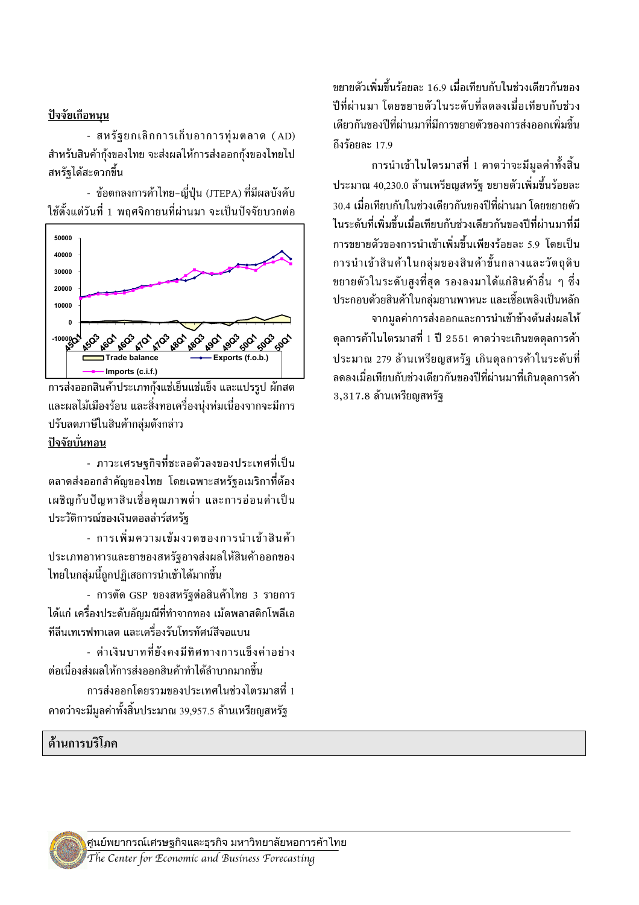**ปัจจัยเกื้อหนุน**

- สหรัฐยกเลิกการเก็บอากรทุ่มตลาด (AD) สำหรับสินค้ากุ้งของไทย จะส่งผลให้การส่งออกกุ้งของไทยไปสหรัฐได้สะดวกขึ้น

- ข้อตกลงการค้าไทย-ญี่ปุ่น (JTEPA) ที่มีผลบังคับใช้ตั้งแต่วันที่ 1 พฤศจิกายนที่ผ่านมา จะเป็นปัจจัยบวกต่อการส่งออกสินค้าประเภทกุ้งแช่เย็นแช่แข็ง และแปรรูป ผักสด และผลไม้เมืองร้อน และสิ่งทอเครื่องนุ่งห่มเนื่องจากจะมีการปรับลดภาษีในสินค้ากลุ่มดังกล่าว

**ปัจจัยบั่นทอน**

- ภาวะเศรษฐกิจที่ชะลอตัวลงของประเทศที่เป็นตลาดส่งออกสำคัญของไทย โดยเฉพาะสหรัฐอเมริกาที่ต้องเผชิญกับปัญหาสินเชื่อคุณภาพต่ำ และการอ่อนค่าเป็นประวัติการณ์ของเงินดอลล่าร์สหรัฐ

- การเพิ่มความเข้มงวดของการนำเข้าสินค้าประเภทอาหารและยาของสหรัฐอาจส่งผลให้สินค้าออกของไทยในกลุ่มนี้ถูกปฏิเสธการนำเข้าได้มากขึ้น

- การตัด GSP ของสหรัฐต่อสินค้าไทย 3 รายการ ได้แก่ เครื่องประดับอัญมณีที่ทำจากทอง เม็ดพลาสติกโพลีเอทีลีนเทเรฟทาเลต และเครื่องรับโทรทัศน์สีจอแบน

- ค่าเงินบาทที่ยังคงมีทิศทางการแข็งค่าอย่างต่อเนื่องส่งผลให้การส่งออกสินค้าทำได้ลำบากมากขึ้น

การส่งออกโดยรวมของประเทศในช่วงไตรมาสที่ 1 คาดว่าจะมีมูลค่าทั้งสิ้นประมาณ 39,957.5 ล้านเหรียญสหรัฐ ขยายตัวเพิ่มขึ้นร้อยละ 16.9 เมื่อเทียบกับในช่วงเดียวกันของปีที่ผ่านมา โดยขยายตัวในระดับที่ลดลงเมื่อเทียบกับช่วงเดียวกันของปีที่ผ่านมาที่มีการขยายตัวของการส่งออกเพิ่มขึ้นถึงร้อยละ 17.9

การนำเข้าในไตรมาสที่ 1 คาดว่าจะมีมูลค่าทั้งสิ้นประมาณ 40,230.0 ล้านเหรียญสหรัฐ ขยายตัวเพิ่มขึ้นร้อยละ 30.4 เมื่อเทียบกับในช่วงเดียวกันของปีที่ผ่านมา โดยขยายตัวในระดับที่เพิ่มขึ้นเมื่อเทียบกับช่วงเดียวกันของปีที่ผ่านมาที่มีการขยายตัวของการนำเข้าเพิ่มขึ้นเพียงร้อยละ 5.9 โดยเป็นการนำเข้าสินค้าในกลุ่มของสินค้าขั้นกลางและวัตถุดิบขยายตัวในระดับสูงที่สุด รองลงมาได้แก่สินค้าอื่น ๆ ซึ่งประกอบด้วยสินค้าในกลุ่มยานพาหนะ และเชื้อเพลิงเป็นหลัก

จากมูลค่าการส่งออกและการนำเข้าข้างต้นส่งผลให้ดุลการค้าในไตรมาสที่ 1 ปี 2551 คาดว่าจะเกินขดดุลการค้าประมาณ 279 ล้านเหรียญสหรัฐ เกินดุลการค้าในระดับที่ลดลงเมื่อเทียบกับช่วงเดียวกันของปีที่ผ่านมาที่เกินดุลการค้า 3,317.8 ล้านเหรียญสหรัฐ

## ด้านการบริโภค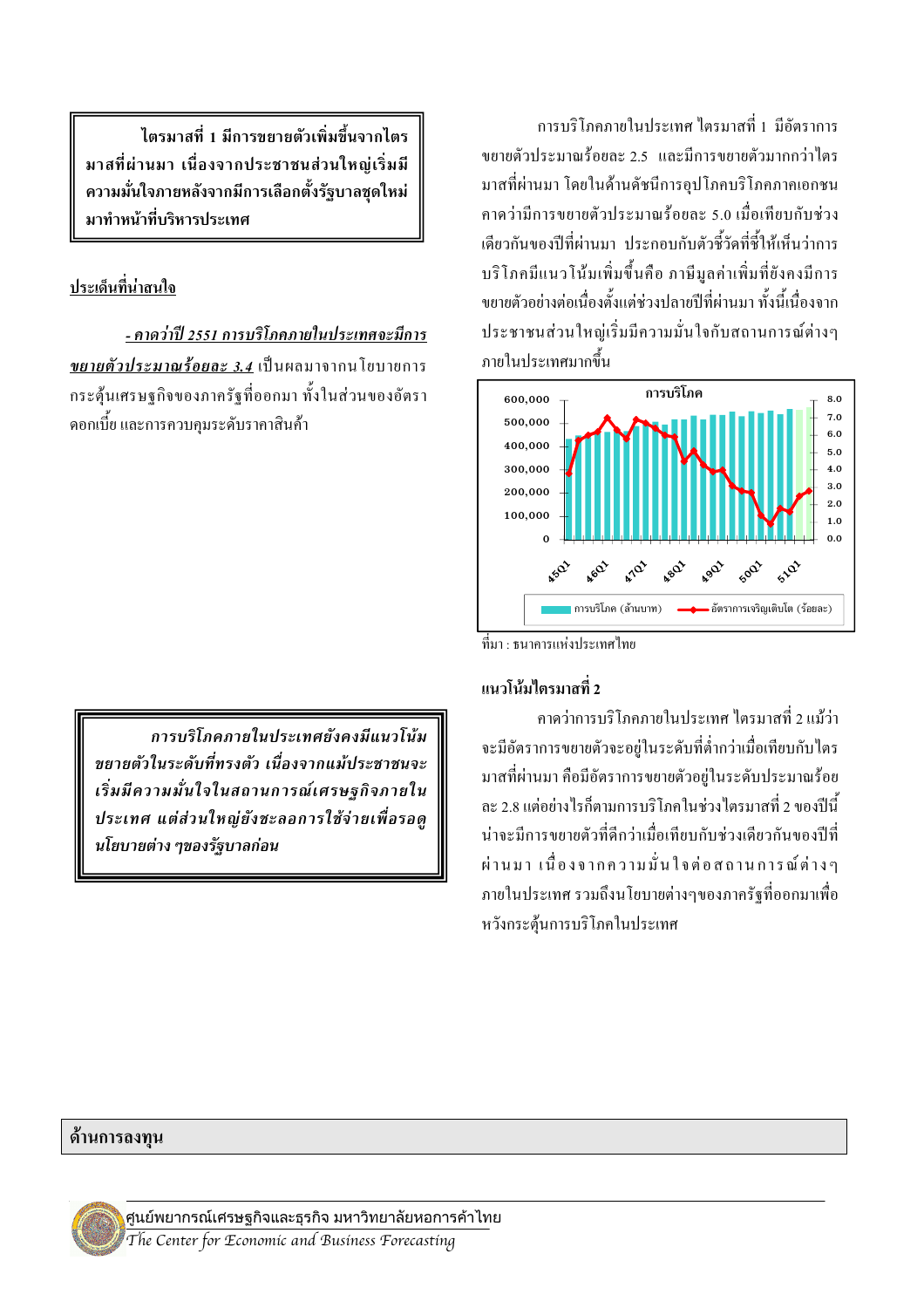**ไตรมาสที่ 1 มีการขยายตัวเพิ่มขึ้นจากไตรมาสที่ผ่านมา เนื่องจากประชาชนส่วนใหญ่เริ่มมีความมั่นใจภายหลังจากมีการเลือกตั้งรัฐบาลชุดใหม่มาทำหน้าที่บริหารประเทศ**

การบริโภคภายในประเทศ ไตรมาสที่ 1 มีอัตราการขยายตัวประมาณร้อยละ 2.5 และมีการขยายตัวมากกว่าไตรมาสที่ผ่านมา โดยในด้านดัชนีการอุปโภคบริโภคภาคเอกชนคาดว่ามีการขยายตัวประมาณร้อยละ 5.0 เมื่อเทียบกับช่วงเดียวกันของปีที่ผ่านมา ประกอบกับตัวชี้วัดที่ชี้ให้เห็นว่าการบริโภคมีแนวโน้มเพิ่มขึ้นคือ ภาษีมูลค่าเพิ่มที่ยังคงมีการขยายตัวอย่างต่อเนื่องตั้งแต่ช่วงปลายปีที่ผ่านมา ทั้งนี้เนื่องจากประชาชนส่วนใหญ่เริ่มมีความมั่นใจกับสถานการณ์ต่างๆ ภายในประเทศมากขึ้น

**การบริโภค**

(กราฟ: การบริโภค (ล้านบาท) และ อัตราการเจริญเติบโต (ร้อยละ), 45Q1 – 51Q1)

ที่มา : ธนาคารแห่งประเทศไทย

__ประเด็นที่น่าสนใจ__

***__- คาดว่าปี 2551 การบริโภคภายในประเทศจะมีการขยายตัวประมาณร้อยละ 3.4__*** เป็นผลมาจากนโยบายการกระตุ้นเศรษฐกิจของภาครัฐที่ออกมา ทั้งในส่วนของอัตราดอกเบี้ย และการควบคุมระดับราคาสินค้า

### แนวโน้มไตรมาสที่ 2

***การบริโภคภายในประเทศยังคงมีแนวโน้มขยายตัวในระดับที่ทรงตัว เนื่องจากแม้ประชาชนจะเริ่มมีความมั่นใจในสถานการณ์เศรษฐกิจภายในประเทศ แต่ส่วนใหญ่ยังชะลอการใช้จ่ายเพื่อรอดูนโยบายต่าง ๆของรัฐบาลก่อน***

คาดว่าการบริโภคภายในประเทศ ไตรมาสที่ 2 แม้ว่าจะมีอัตราการขยายตัวจะอยู่ในระดับที่ต่ำกว่าเมื่อเทียบกับไตรมาสที่ผ่านมา คือมีอัตราการขยายตัวอยู่ในระดับประมาณร้อยละ 2.8 แต่อย่างไรก็ตามการบริโภคในช่วงไตรมาสที่ 2 ของปีนี้น่าจะมีการขยายตัวที่ดีกว่าเมื่อเทียบกับช่วงเดียวกันของปีที่ผ่านมา เนื่องจากความมั่นใจต่อสถานการณ์ต่างๆ ภายในประเทศ รวมถึงนโยบายต่างๆของภาครัฐที่ออกมาเพื่อหวังกระตุ้นการบริโภคในประเทศ

## ด้านการลงทุน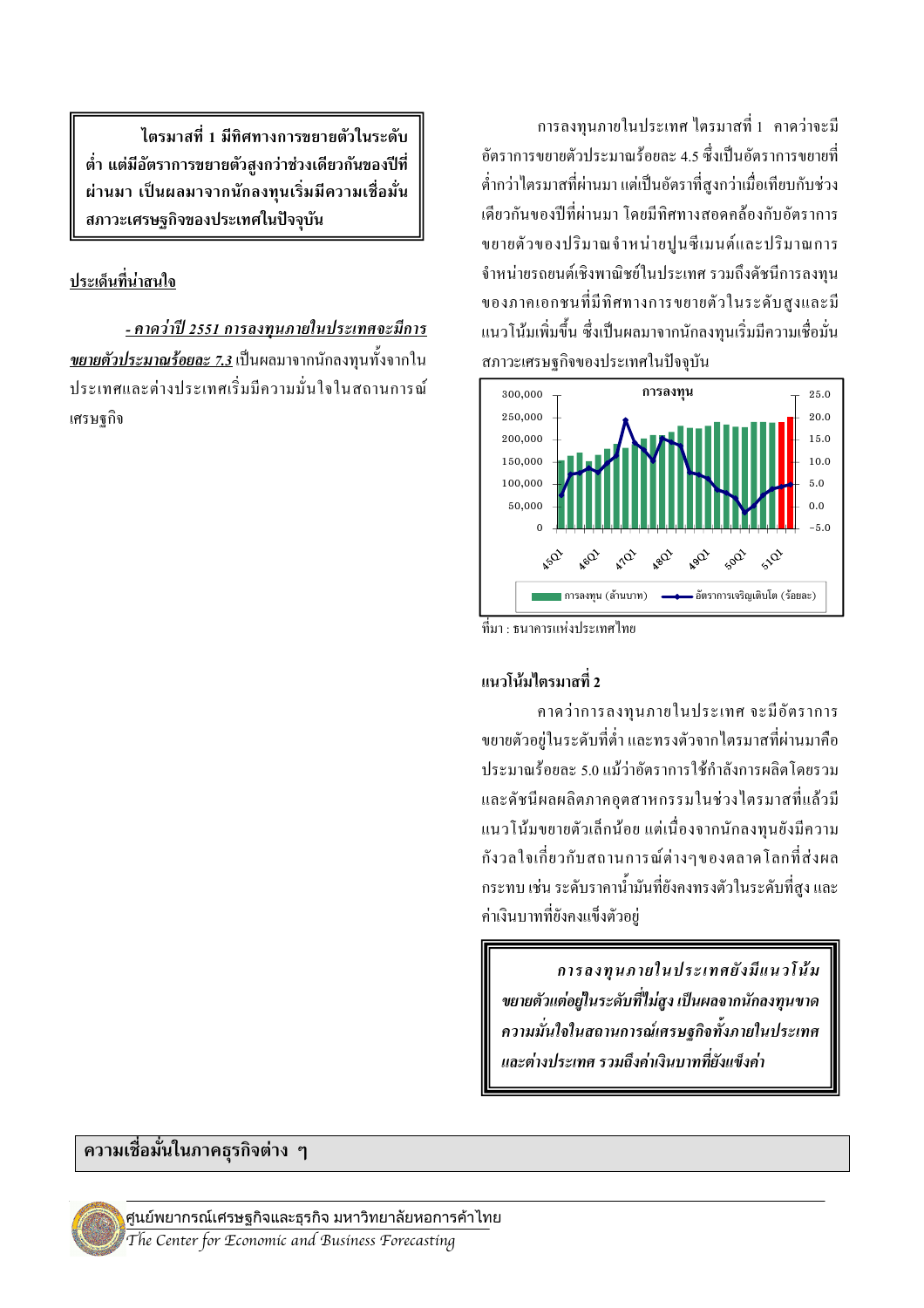**ไตรมาสที่ 1 มีทิศทางการขยายตัวในระดับต่ำ แต่มีอัตราการขยายตัวสูงกว่าช่วงเดียวกันของปีที่ผ่านมา เป็นผลมาจากนักลงทุนเริ่มมีความเชื่อมั่นสภาวะเศรษฐกิจของประเทศในปัจจุบัน**

**ประเด็นที่น่าสนใจ**

***- คาดว่าปี 2551 การลงทุนภายในประเทศจะมีการขยายตัวประมาณร้อยละ 7.3*** เป็นผลมาจากนักลงทุนทั้งจากในประเทศและต่างประเทศเริ่มมีความมั่นใจในสถานการณ์เศรษฐกิจ

การลงทุนภายในประเทศ ไตรมาสที่ 1 คาดว่าจะมีอัตราการขยายตัวประมาณร้อยละ 4.5 ซึ่งเป็นอัตราการขยายที่ต่ำกว่าไตรมาสที่ผ่านมา แต่เป็นอัตราที่สูงกว่าเมื่อเทียบกับช่วงเดียวกันของปีที่ผ่านมา โดยมีทิศทางสอดคล้องกับอัตราการขยายตัวของปริมาณจำหน่ายปูนซีเมนต์และปริมาณการจำหน่ายรถยนต์เชิงพาณิชย์ในประเทศ รวมถึงดัชนีการลงทุนของภาคเอกชนที่มีทิศทางการขยายตัวในระดับสูงและมีแนวโน้มเพิ่มขึ้น ซึ่งเป็นผลมาจากนักลงทุนเริ่มมีความเชื่อมั่นสภาวะเศรษฐกิจของประเทศในปัจจุบัน

**การลงทุน**

ที่มา : ธนาคารแห่งประเทศไทย

### แนวโน้มไตรมาสที่ 2

คาดว่าการลงทุนภายในประเทศ จะมีอัตราการขยายตัวอยู่ในระดับที่ต่ำ และทรงตัวจากไตรมาสที่ผ่านมาคือประมาณร้อยละ 5.0 แม้ว่าอัตราการใช้กำลังการผลิตโดยรวมและดัชนีผลผลิตภาคอุตสาหกรรมในช่วงไตรมาสที่แล้วมีแนวโน้มขยายตัวเล็กน้อย แต่เนื่องจากนักลงทุนยังมีความกังวลใจเกี่ยวกับสถานการณ์ต่างๆของตลาดโลกที่ส่งผลกระทบ เช่น ระดับราคาน้ำมันที่ยังคงทรงตัวในระดับที่สูง และค่าเงินบาทที่ยังคงแข็งตัวอยู่

***การลงทุนภายในประเทศยังมีแนวโน้มขยายตัวแต่อยู่ในระดับที่ไม่สูง เป็นผลจากนักลงทุนขาดความมั่นใจในสถานการณ์เศรษฐกิจทั้งภายในประเทศและต่างประเทศ รวมถึงค่าเงินบาทที่ยังแข็งค่า***

## ความเชื่อมั่นในภาคธุรกิจต่าง ๆ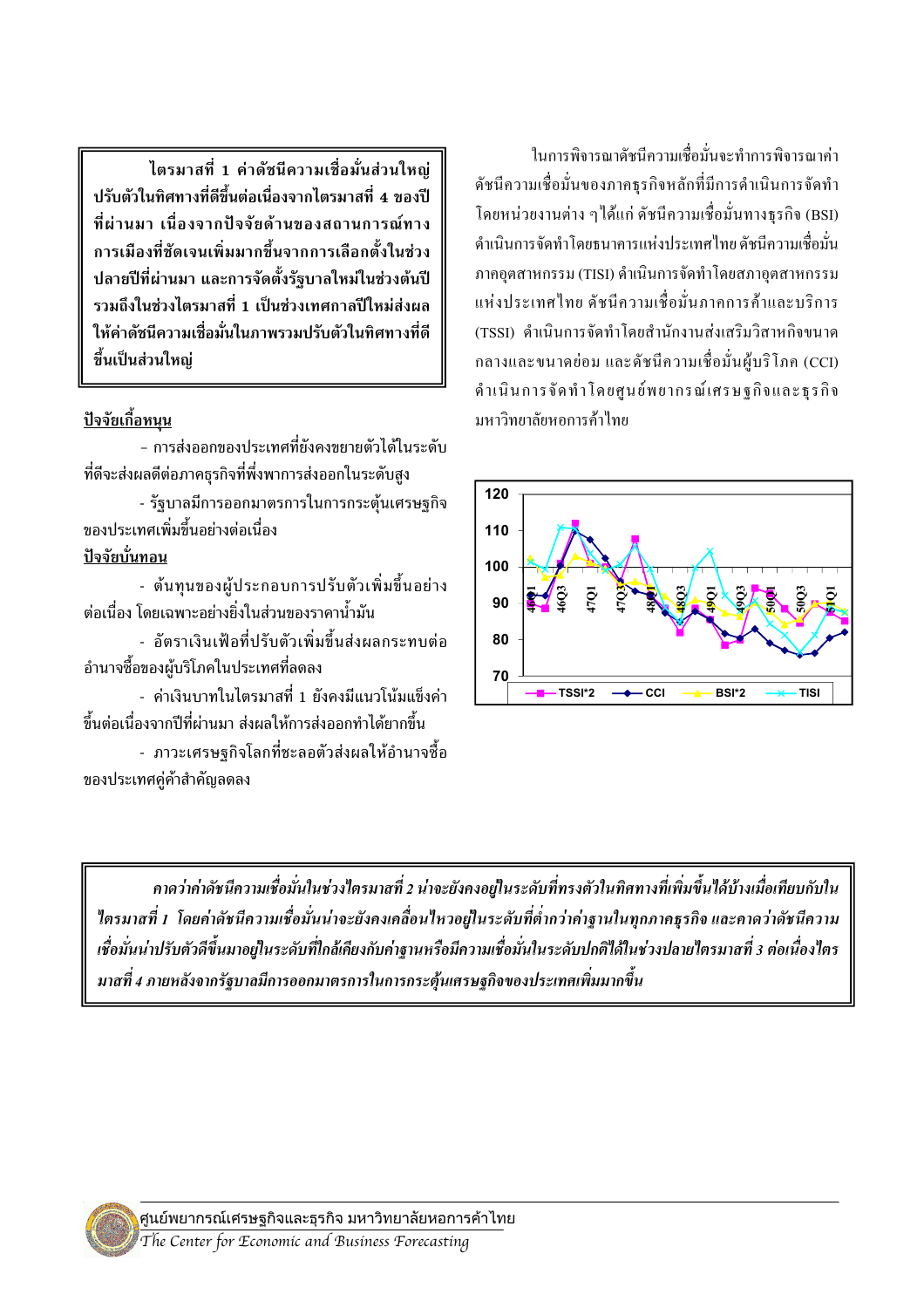**ไตรมาสที่ 1 ค่าดัชนีความเชื่อมั่นส่วนใหญ่ปรับตัวในทิศทางที่ดีขึ้นต่อเนื่องจากไตรมาสที่ 4 ของปีที่ผ่านมา เนื่องจากปัจจัยด้านของสถานการณ์ทางการเมืองที่ชัดเจนเพิ่มมากขึ้นจากการเลือกตั้งในช่วงปลายปีที่ผ่านมา และการจัดตั้งรัฐบาลใหม่ในช่วงต้นปี รวมถึงในช่วงไตรมาสที่ 1 เป็นช่วงเทศกาลปีใหม่ส่งผลให้ค่าดัชนีความเชื่อมั่นในภาพรวมปรับตัวในทิศทางที่ดีขึ้นเป็นส่วนใหญ่**

<u>ปัจจัยเกื้อหนุน</u>

- การส่งออกของประเทศที่ยังคงขยายตัวได้ในระดับที่ดีจะส่งผลดีต่อภาคธุรกิจที่พึ่งพาการส่งออกในระดับสูง
- รัฐบาลมีการออกมาตรการในการกระตุ้นเศรษฐกิจของประเทศเพิ่มขึ้นอย่างต่อเนื่อง

<u>ปัจจัยบั่นทอน</u>

- ต้นทุนของผู้ประกอบการปรับตัวเพิ่มขึ้นอย่างต่อเนื่อง โดยเฉพาะอย่างยิ่งในส่วนของราคาน้ำมัน
- อัตราเงินเฟ้อที่ปรับตัวเพิ่มขึ้นส่งผลกระทบต่ออำนาจซื้อของผู้บริโภคในประเทศที่ลดลง
- ค่าเงินบาทในไตรมาสที่ 1 ยังคงมีแนวโน้มแข็งค่าขึ้นต่อเนื่องจากปีที่ผ่านมา ส่งผลให้การส่งออกทำได้ยากขึ้น
- ภาวะเศรษฐกิจโลกที่ชะลอตัวส่งผลให้อำนาจซื้อของประเทศคู่ค้าสำคัญลดลง

ในการพิจารณาดัชนีความเชื่อมั่นจะทำการพิจารณาค่าดัชนีความเชื่อมั่นของภาคธุรกิจหลักที่มีการดำเนินการจัดทำโดยหน่วยงานต่าง ๆ ได้แก่ ดัชนีความเชื่อมั่นทางธุรกิจ (BSI) ดำเนินการจัดทำโดยธนาคารแห่งประเทศไทย ดัชนีความเชื่อมั่นภาคอุตสาหกรรม (TISI) ดำเนินการจัดทำโดยสภาอุตสาหกรรมแห่งประเทศไทย ดัชนีความเชื่อมั่นภาคการค้าและบริการ (TSSI) ดำเนินการจัดทำโดยสำนักงานส่งเสริมวิสาหกิจขนาดกลางและขนาดย่อม และดัชนีความเชื่อมั่นผู้บริโภค (CCI) ดำเนินการจัดทำโดยศูนย์พยากรณ์เศรษฐกิจและธุรกิจ มหาวิทยาลัยหอการค้าไทย

*คาดว่าค่าดัชนีความเชื่อมั่นในช่วงไตรมาสที่ 2 น่าจะยังคงอยู่ในระดับที่ทรงตัวในทิศทางที่เพิ่มขึ้นได้บ้างเมื่อเทียบกับในไตรมาสที่ 1 โดยค่าดัชนีความเชื่อมั่นน่าจะยังคงเคลื่อนไหวอยู่ในระดับที่ต่ำกว่าค่าฐานในทุกภาคธุรกิจ และคาดว่าดัชนีความเชื่อมั่นน่าปรับตัวดีขึ้นมาอยู่ในระดับที่ใกล้เคียงกับค่าฐานหรือมีความเชื่อมั่นในระดับปกติได้ในช่วงปลายไตรมาสที่ 3 ต่อเนื่องไตรมาสที่ 4 ภายหลังจากรัฐบาลมีการออกมาตรการในการกระตุ้นเศรษฐกิจของประเทศเพิ่มมากขึ้น*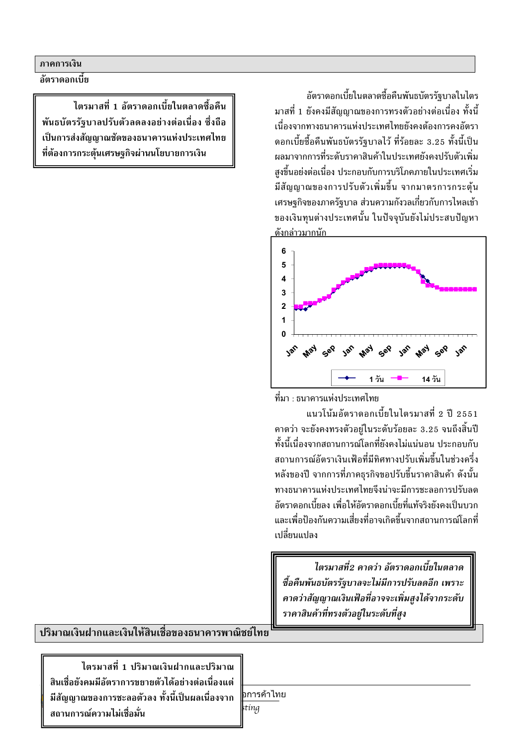## ภาคการเงิน

### อัตราดอกเบี้ย

> **ไตรมาสที่ 1 อัตราดอกเบี้ยในตลาดซื้อคืนพันธบัตรรัฐบาลปรับตัวลดลงอย่างต่อเนื่อง ซึ่งถือเป็นการส่งสัญญาณชัดของธนาคารแห่งประเทศไทยที่ต้องการกระตุ้นเศรษฐกิจผ่านนโยบายการเงิน**

อัตราดอกเบี้ยในตลาดซื้อคืนพันธบัตรรัฐบาลในไตรมาสที่ 1 ยังคงมีสัญญาณของการทรงตัวอย่างต่อเนื่อง ทั้งนี้เนื่องจากทางธนาคารแห่งประเทศไทยยังคงต้องการคงอัตราดอกเบี้ยซื้อคืนพันธบัตรรัฐบาลไว้ ที่ร้อยละ 3.25 ทั้งนี้เป็นผลมาจากการที่ระดับราคาสินค้าในประเทศยังคงปรับตัวเพิ่มสูงขึ้นอย่างต่อเนื่อง ประกอบกับการบริโภคภายในประเทศเริ่มมีสัญญาณของการปรับตัวเพิ่มขึ้น จากมาตรการกระตุ้นเศรษฐกิจของภาครัฐบาล ส่วนความกังวลเกี่ยวกับการไหลเข้าของเงินทุนต่างประเทศนั้น ในปัจจุบันยังไม่ประสบปัญหาดังกล่าวมากนัก

ที่มา : ธนาคารแห่งประเทศไทย

แนวโน้มอัตราดอกเบี้ยในไตรมาสที่ 2 ปี 2551 คาดว่า จะยังคงทรงตัวอยู่ในระดับร้อยละ 3.25 จนถึงสิ้นปี ทั้งนี้เนื่องจากสถานการณ์โลกที่ยังคงไม่แน่นอน ประกอบกับสถานการณ์อัตราเงินเฟ้อที่มีทิศทางปรับเพิ่มขึ้นในช่วงครึ่งหลังของปี จากการที่ภาคธุรกิจขอปรับขึ้นราคาสินค้า ดังนั้นทางธนาคารแห่งประเทศไทยจึงน่าจะมีการชะลอการปรับลดอัตราดอกเบี้ยลง เพื่อให้อัตราดอกเบี้ยที่แท้จริงยังคงเป็นบวก และเพื่อป้องกันความเสี่ยงที่อาจเกิดขึ้นจากสถานการณ์โลกที่เปลี่ยนแปลง

> ***ไตรมาสที่2 คาดว่า อัตราดอกเบี้ยในตลาดซื้อคืนพันธบัตรรัฐบาลจะไม่มีการปรับลดอีก เพราะคาดว่าสัญญาณเงินเฟ้อที่อาจจะเพิ่มสูงได้จากระดับราคาสินค้าที่ทรงตัวอยู่ในระดับที่สูง***

## ปริมาณเงินฝากและเงินให้สินเชื่อของธนาคารพาณิชย์ไทย

> **ไตรมาสที่ 1 ปริมาณเงินฝากและปริมาณสินเชื่อยังคมมีอัตราการขยายตัวได้อย่างต่อเนื่องแต่มีสัญญาณของการชะลอตัวลง ทั้งนี้เป็นผลเนื่องจากสถานการณ์ความไม่เชื่อมั่น**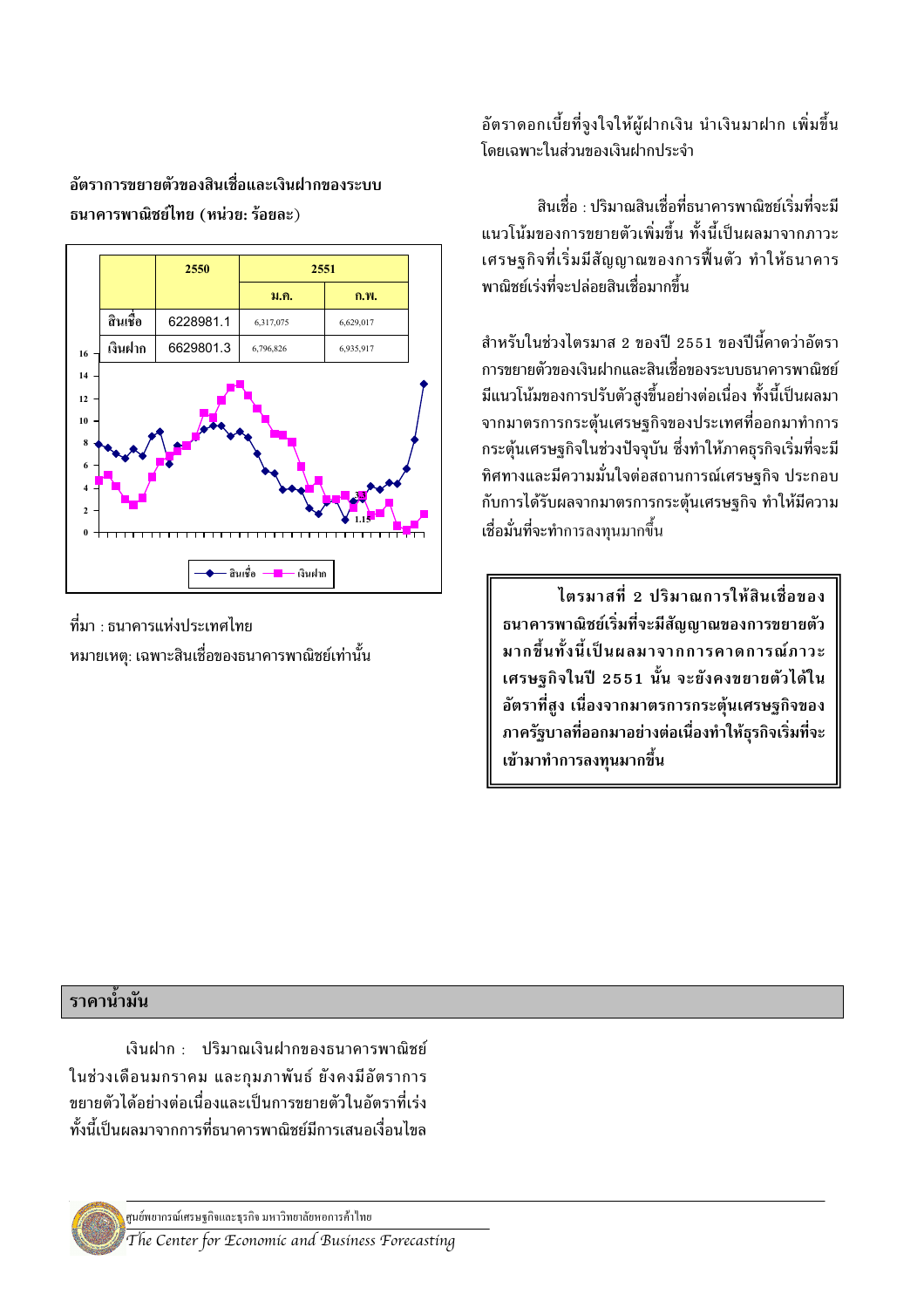**อัตราการขยายตัวของสินเชื่อและเงินฝากของระบบธนาคารพาณิชย์ไทย (หน่วย: ร้อยละ)**

| | 2550 | 2551 | |
|---|---|---|---|
| | | ม.ค. | ก.พ. |
| สินเชื่อ | 6228981.1 | 6,317,075 | 6,629,017 |
| เงินฝาก | 6629801.3 | 6,796,826 | 6,935,917 |

ที่มา : ธนาคารแห่งประเทศไทย

หมายเหตุ: เฉพาะสินเชื่อของธนาคารพาณิชย์เท่านั้น

## ราคาน้ำมัน

เงินฝาก : ปริมาณเงินฝากของธนาคารพาณิชย์ในช่วงเดือนมกราคม และกุมภาพันธ์ ยังคงมีอัตราการขยายตัวได้อย่างต่อเนื่องและเป็นการขยายตัวในอัตราที่เร่ง ทั้งนี้เป็นผลมาจากการที่ธนาคารพาณิชย์มีการเสนอเงื่อนไขอัตราดอกเบี้ยที่จูงใจให้ผู้ฝากเงิน นำเงินมาฝาก เพิ่มขึ้น โดยเฉพาะในส่วนของเงินฝากประจำ

สินเชื่อ : ปริมาณสินเชื่อที่ธนาคารพาณิชย์เริ่มที่จะมีแนวโน้มของการขยายตัวเพิ่มขึ้น ทั้งนี้เป็นผลมาจากภาวะเศรษฐกิจที่เริ่มมีสัญญาณของการฟื้นตัว ทำให้ธนาคารพาณิชย์เร่งที่จะปล่อยสินเชื่อมากขึ้น

สำหรับในช่วงไตรมาส 2 ของปี 2551 ของปีนี้คาดว่าอัตราการขยายตัวของเงินฝากและสินเชื่อของระบบธนาคารพาณิชย์มีแนวโน้มของการปรับตัวสูงขึ้นอย่างต่อเนื่อง ทั้งนี้เป็นผลมาจากมาตรการกระตุ้นเศรษฐกิจของประเทศที่ออกมาทำการกระตุ้นเศรษฐกิจในช่วงปัจจุบัน ซึ่งทำให้ภาคธุรกิจเริ่มที่จะมีทิศทางและมีความมั่นใจต่อสถานการณ์เศรษฐกิจ ประกอบกับการได้รับผลจากมาตรการกระตุ้นเศรษฐกิจ ทำให้มีความเชื่อมั่นที่จะทำการลงทุนมากขึ้น

**ไตรมาสที่ 2 ปริมาณการให้สินเชื่อของธนาคารพาณิชย์เริ่มที่จะมีสัญญาณของการขยายตัวมากขึ้นทั้งนี้เป็นผลมาจากการคาดการณ์ภาวะเศรษฐกิจในปี 2551 นั้น จะยังคงขยายตัวได้ในอัตราที่สูง เนื่องจากมาตรการกระตุ้นเศรษฐกิจของภาครัฐบาลที่ออกมาอย่างต่อเนื่องทำให้ธุรกิจเริ่มที่จะเข้ามาทำการลงทุนมากขึ้น**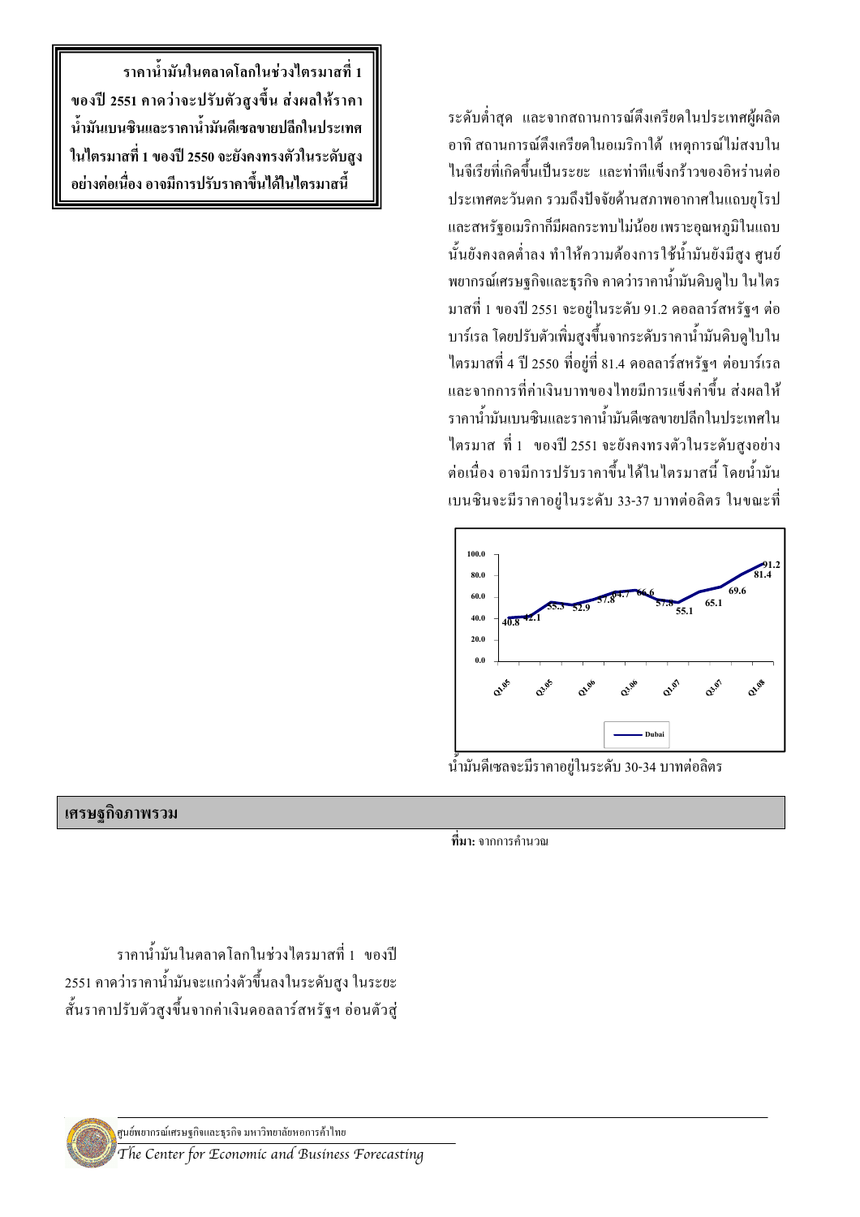**ราคาน้ำมันในตลาดโลกในช่วงไตรมาสที่ 1 ของปี 2551 คาดว่าจะปรับตัวสูงขึ้น ส่งผลให้ราคาน้ำมันเบนซินและราคาน้ำมันดีเซลขายปลีกในประเทศในไตรมาสที่ 1 ของปี 2550 จะยังคงทรงตัวในระดับสูงอย่างต่อเนื่อง อาจมีการปรับราคาขึ้นได้ในไตรมาสนี้**

## เศรษฐกิจภาพรวม

ราคาน้ำมันในตลาดโลกในช่วงไตรมาสที่ 1 ของปี 2551 คาดว่าราคาน้ำมันจะแกว่งตัวขึ้นลงในระดับสูง ในระยะสั้นราคาปรับตัวสูงขึ้นจากค่าเงินดอลลาร์สหรัฐฯ อ่อนตัวสู่ระดับต่ำสุด และจากสถานการณ์ตึงเครียดในประเทศผู้ผลิต อาทิ สถานการณ์ตึงเครียดในอเมริกาใต้ เหตุการณ์ไม่สงบในไนจีเรียที่เกิดขึ้นเป็นระยะ และท่าทีแข็งกร้าวของอิหร่านต่อประเทศตะวันตก รวมถึงปัจจัยด้านสภาพอากาศในแถบยุโรปและสหรัฐอเมริกาก็มีผลกระทบไม่น้อย เพราะอุณหภูมิในแถบนั้นยังคงลดต่ำลง ทำให้ความต้องการใช้น้ำมันยังมีสูง ศูนย์พยากรณ์เศรษฐกิจและธุรกิจ คาดว่าราคาน้ำมันดิบดูไบ ในไตรมาสที่ 1 ของปี 2551 จะอยู่ในระดับ 91.2 ดอลลาร์สหรัฐฯ ต่อบาร์เรล โดยปรับตัวเพิ่มสูงขึ้นจากระดับราคาน้ำมันดิบดูไบในไตรมาสที่ 4 ปี 2550 ที่อยู่ที่ 81.4 ดอลลาร์สหรัฐฯ ต่อบาร์เรล และจากการที่ค่าเงินบาทของไทยมีการแข็งค่าขึ้น ส่งผลให้ราคาน้ำมันเบนซินและราคาน้ำมันดีเซลขายปลีกในประเทศในไตรมาส ที่ 1 ของปี 2551 จะยังคงทรงตัวในระดับสูงอย่างต่อเนื่อง อาจมีการปรับราคาขึ้นได้ในไตรมาสนี้ โดยน้ำมันเบนซินจะมีราคาอยู่ในระดับ 33-37 บาทต่อลิตร ในขณะที่น้ำมันดีเซลจะมีราคาอยู่ในระดับ 30-34 บาทต่อลิตร

**ที่มา:** จากการคำนวณ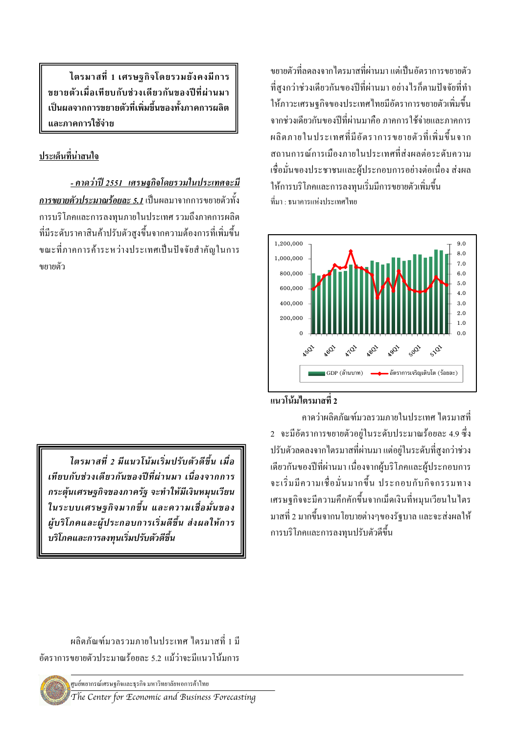**ไตรมาสที่ 1 เศรษฐกิจโดยรวมยังคงมีการขยายตัวเมื่อเทียบกับช่วงเดียวกันของปีที่ผ่านมา เป็นผลจากการขยายตัวที่เพิ่มขึ้นของทั้งภาคการผลิตและภาคการใช้จ่าย**

**ประเด็นที่น่าสนใจ**

***- คาดว่าปี 2551 เศรษฐกิจโดยรวมในประเทศจะมีการขยายตัวประมาณร้อยละ 5.1*** เป็นผลมาจากการขยายตัวทั้งการบริโภคและการลงทุนภายในประเทศ รวมถึงภาคการผลิตที่มีระดับราคาสินค้าปรับตัวสูงขึ้นจากความต้องการที่เพิ่มขึ้น ขณะที่ภาคการค้าระหว่างประเทศเป็นปัจจัยสำคัญในการขยายตัว

***ไตรมาสที่ 2 มีแนวโน้มเริ่มปรับตัวดีขึ้น เมื่อเทียบกับช่วงเดียวกันของปีที่ผ่านมา เนื่องจากการกระตุ้นเศรษฐกิจของภาครัฐ จะทำให้มีเงินหมุนเวียนในระบบเศรษฐกิจมากขึ้น และความเชื่อมั่นของผู้บริโภคและผู้ประกอบการเริ่มดีขึ้น ส่งผลให้การบริโภคและการลงทุนเริ่มปรับตัวดีขึ้น***

ผลิตภัณฑ์มวลรวมภายในประเทศ ไตรมาสที่ 1 มีอัตราการขยายตัวประมาณร้อยละ 5.2 แม้ว่าจะมีแนวโน้มการขยายตัวที่ลดลงจากไตรมาสที่ผ่านมา แต่เป็นอัตราการขยายตัวที่สูงกว่าช่วงเดียวกันของปีที่ผ่านมา อย่างไรก็ตามปัจจัยที่ทำให้ภาวะเศรษฐกิจของประเทศไทยมีอัตราการขยายตัวเพิ่มขึ้นจากช่วงเดียวกันของปีที่ผ่านมาคือ ภาคการใช้จ่ายและภาคการผลิตภายในประเทศที่มีอัตราการขยายตัวที่เพิ่มขึ้นจากสถานการณ์การเมืองภายในประเทศที่ส่งผลต่อระดับความเชื่อมั่นของประชาชนและผู้ประกอบการอย่างต่อเนื่อง ส่งผลให้การบริโภคและการลงทุนเริ่มมีการขยายตัวเพิ่มขึ้น

ที่มา : ธนาคารแห่งประเทศไทย

GDP (ล้านบาท) — อัตราการเจริญเติบโต (ร้อยละ)

**แนวโน้มไตรมาสที่ 2**

คาดว่าผลิตภัณฑ์มวลรวมภายในประเทศ ไตรมาสที่ 2 จะมีอัตราการขยายตัวอยู่ในระดับประมาณร้อยละ 4.9 ซึ่งปรับตัวลดลงจากไตรมาสที่ผ่านมา แต่อยู่ในระดับที่สูงกว่าช่วงเดียวกันของปีที่ผ่านมา เนื่องจากผู้บริโภคและผู้ประกอบการจะเริ่มมีความเชื่อมั่นมากขึ้น ประกอบกับกิจกรรมทางเศรษฐกิจจะมีความคึกคักขึ้นจากเม็ดเงินที่หมุนเวียนในไตรมาสที่ 2 มากขึ้นจากนโยบายต่างๆของรัฐบาล และจะส่งผลให้การบริโภคและการลงทุนปรับตัวดีขึ้น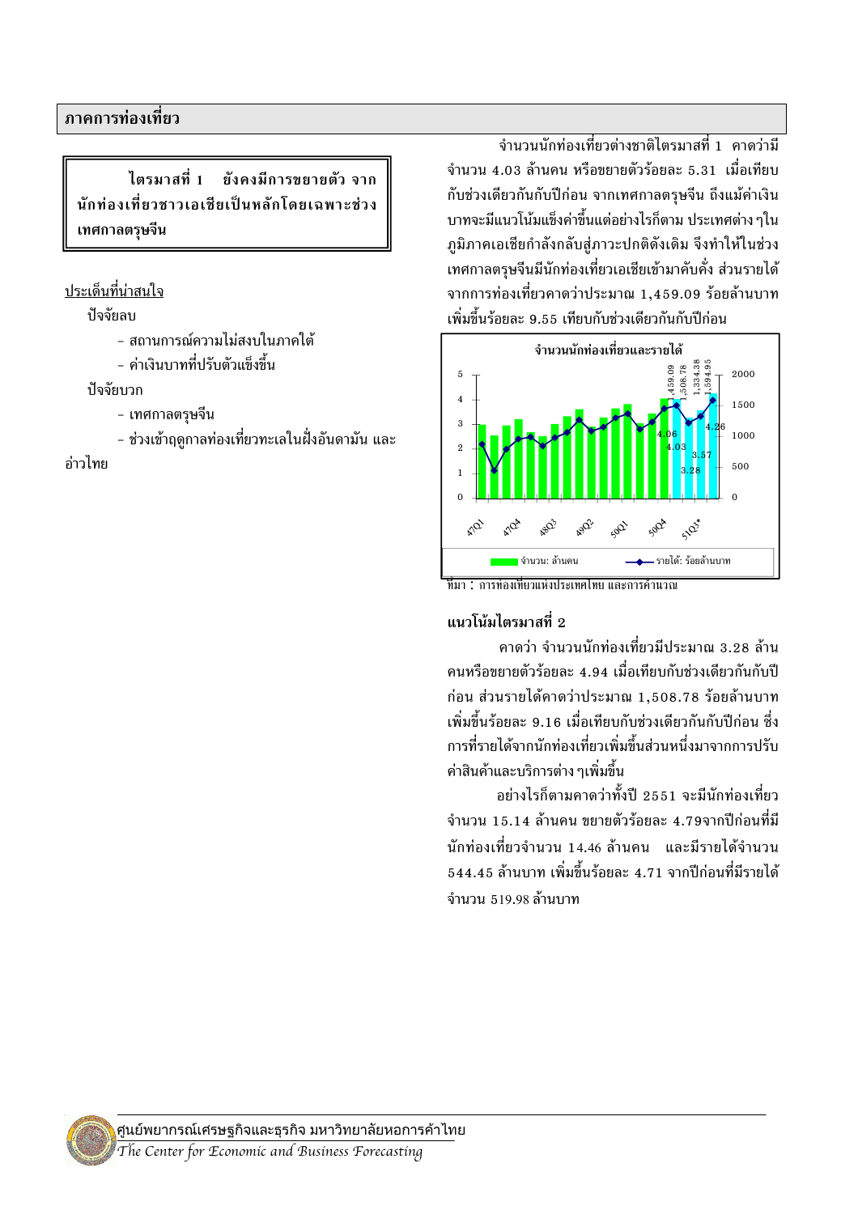## ภาคการท่องเที่ยว

**ไตรมาสที่ 1 ยังคงมีการขยายตัว จากนักท่องเที่ยวชาวเอเชียเป็นหลักโดยเฉพาะช่วงเทศกาลตรุษจีน**

<u>ประเด็นที่น่าสนใจ</u>

ปัจจัยลบ

- สถานการณ์ความไม่สงบในภาคใต้
- ค่าเงินบาทที่ปรับตัวแข็งขึ้น

ปัจจัยบวก

- เทศกาลตรุษจีน
- ช่วงเข้าฤดูกาลท่องเที่ยวทะเลในฝั่งอันดามัน และอ่าวไทย

จำนวนนักท่องเที่ยวต่างชาติไตรมาสที่ 1 คาดว่ามีจำนวน 4.03 ล้านคน หรือขยายตัวร้อยละ 5.31 เมื่อเทียบกับช่วงเดียวกันกับปีก่อน จากเทศกาลตรุษจีน ถึงแม้ค่าเงินบาทจะมีแนวโน้มแข็งค่าขึ้นแต่อย่างไรก็ตาม ประเทศต่าง ๆ ในภูมิภาคเอเชียกำลังกลับสู่ภาวะปกติดังเดิม จึงทำให้ในช่วงเทศกาลตรุษจีนมีนักท่องเที่ยวเอเชียเข้ามาคับคั่ง ส่วนรายได้จากการท่องเที่ยวคาดว่าประมาณ 1,459.09 ร้อยล้านบาท เพิ่มขึ้นร้อยละ 9.55 เทียบกับช่วงเดียวกันกับปีก่อน

**จำนวนนักท่องเที่ยวและรายได้**

(กราฟ: แกนซ้าย 0–5 จำนวน: ล้านคน; แกนขวา 0–2000 รายได้: ร้อยล้านบาท; แกนนอน 47Q1, 47Q4, 48Q3, 49Q2, 50Q1, 50Q4, 51Q3*; ค่าที่ระบุ: จำนวน 4.06, 4.03, 3.57, 3.28, 4.26; รายได้ 1,459.09, 1,508.78, 1,334.38, 1,594.95)

ที่มา : การท่องเที่ยวแห่งประเทศไทย และการคำนวณ

### แนวโน้มไตรมาสที่ 2

คาดว่า จำนวนนักท่องเที่ยวมีประมาณ 3.28 ล้านคนหรือขยายตัวร้อยละ 4.94 เมื่อเทียบกับช่วงเดียวกันกับปีก่อน ส่วนรายได้คาดว่าประมาณ 1,508.78 ร้อยล้านบาท เพิ่มขึ้นร้อยละ 9.16 เมื่อเทียบกับช่วงเดียวกันกับปีก่อน ซึ่งการที่รายได้จากนักท่องเที่ยวเพิ่มขึ้นส่วนหนึ่งมาจากการปรับค่าสินค้าและบริการต่าง ๆ เพิ่มขึ้น

อย่างไรก็ตามคาดว่าทั้งปี 2551 จะมีนักท่องเที่ยวจำนวน 15.14 ล้านคน ขยายตัวร้อยละ 4.79จากปีก่อนที่มีนักท่องเที่ยวจำนวน 14.46 ล้านคน และมีรายได้จำนวน 544.45 ล้านบาท เพิ่มขึ้นร้อยละ 4.71 จากปีก่อนที่มีรายได้จำนวน 519.98 ล้านบาท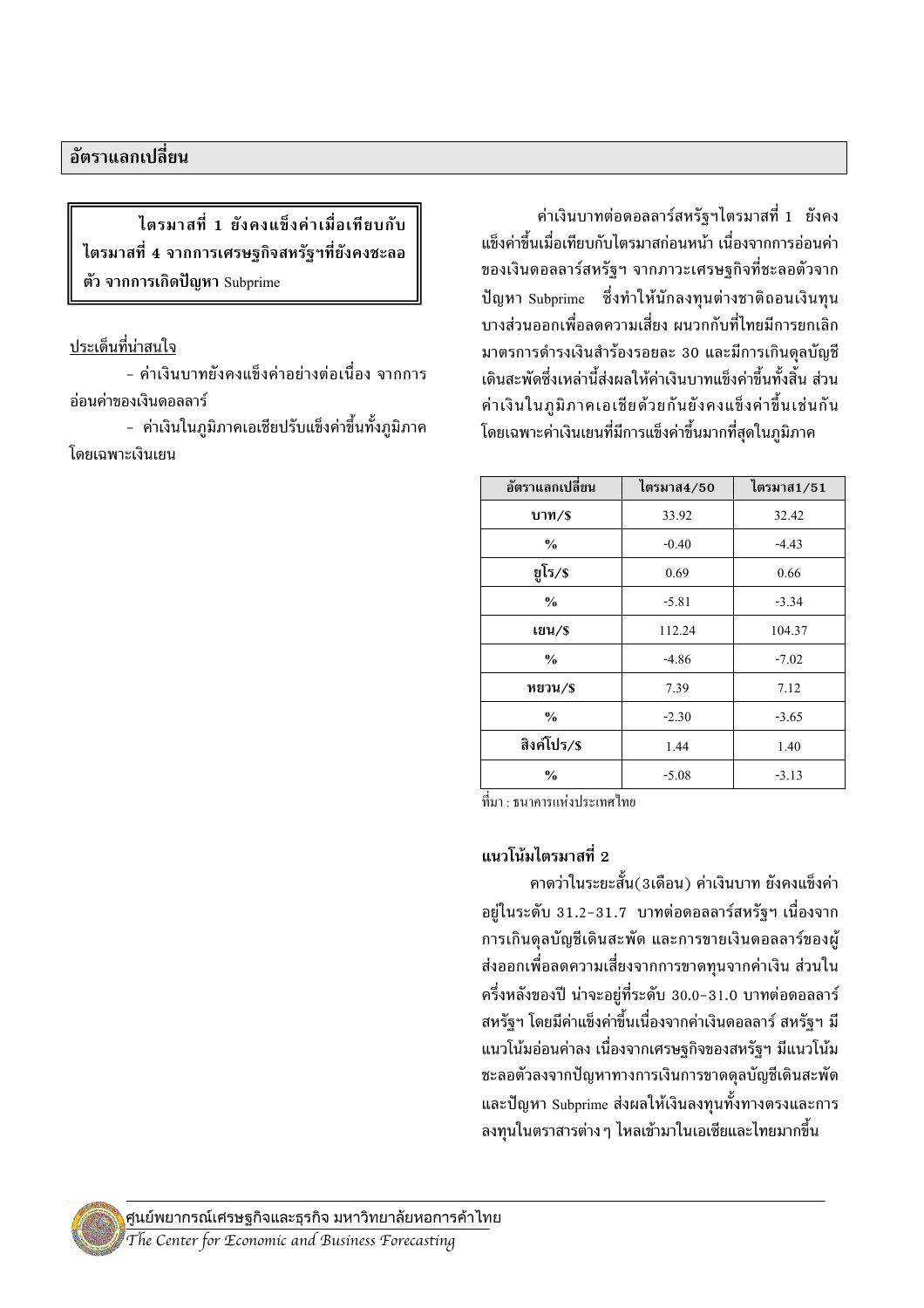## อัตราแลกเปลี่ยน

**ไตรมาสที่ 1 ยังคงแข็งค่าเมื่อเทียบกับไตรมาสที่ 4 จากการเศรษฐกิจสหรัฐฯที่ยังคงชะลอตัว จากการเกิดปัญหา Subprime**

<u>ประเด็นที่น่าสนใจ</u>

- ค่าเงินบาทยังคงแข็งค่าอย่างต่อเนื่อง จากการอ่อนค่าของเงินดอลลาร์
- ค่าเงินในภูมิภาคเอเชียปรับแข็งค่าขึ้นทั้งภูมิภาค โดยเฉพาะเงินเยน

ค่าเงินบาทต่อดอลลาร์สหรัฐฯไตรมาสที่ 1 ยังคงแข็งค่าขึ้นเมื่อเทียบกับไตรมาสก่อนหน้า เนื่องจากการอ่อนค่าของเงินดอลลาร์สหรัฐฯ จากภาวะเศรษฐกิจที่ชะลอตัวจากปัญหา Subprime ซึ่งทำให้นักลงทุนต่างชาติถอนเงินทุนบางส่วนออกเพื่อลดความเสี่ยง ผนวกกับที่ไทยมีการยกเลิกมาตรการดำรงเงินสำรองรอยละ 30 และมีการเกินดุลบัญชีเดินสะพัดซึ่งเหล่านี้ส่งผลให้ค่าเงินบาทแข็งค่าขึ้นทั้งสิ้น ส่วนค่าเงินในภูมิภาคเอเชียด้วยกันยังคงแข็งค่าขึ้นเช่นกัน โดยเฉพาะค่าเงินเยนที่มีการแข็งค่าขึ้นมากที่สุดในภูมิภาค

| อัตราแลกเปลี่ยน | ไตรมาส4/50 | ไตรมาส1/51 |
|---|---|---|
| บาท/$ | 33.92 | 32.42 |
| % | -0.40 | -4.43 |
| ยูโร/$ | 0.69 | 0.66 |
| % | -5.81 | -3.34 |
| เยน/$ | 112.24 | 104.37 |
| % | -4.86 | -7.02 |
| หยวน/$ | 7.39 | 7.12 |
| % | -2.30 | -3.65 |
| สิงค์โปร/$ | 1.44 | 1.40 |
| % | -5.08 | -3.13 |

ที่มา : ธนาคารแห่งประเทศไทย

### แนวโน้มไตรมาสที่ 2

คาดว่าในระยะสั้น(3เดือน) ค่าเงินบาท ยังคงแข็งค่าอยู่ในระดับ 31.2-31.7 บาทต่อดอลลาร์สหรัฐฯ เนื่องจากการเกินดุลบัญชีเดินสะพัด และการขายเงินดอลลาร์ของผู้ส่งออกเพื่อลดความเสี่ยงจากการขาดทุนจากค่าเงิน ส่วนในครึ่งหลังของปี น่าจะอยู่ที่ระดับ 30.0-31.0 บาทต่อดอลลาร์สหรัฐฯ โดยมีค่าแข็งค่าขึ้นเนื่องจากค่าเงินดอลลาร์ สหรัฐฯ มีแนวโน้มอ่อนค่าลง เนื่องจากเศรษฐกิจของสหรัฐฯ มีแนวโน้มชะลอตัวลงจากปัญหาทางการเงินการขาดดุลบัญชีเดินสะพัด และปัญหา Subprime ส่งผลให้เงินลงทุนทั้งทางตรงและการลงทุนในตราสารต่างๆ ไหลเข้ามาในเอเชียและไทยมากขึ้น